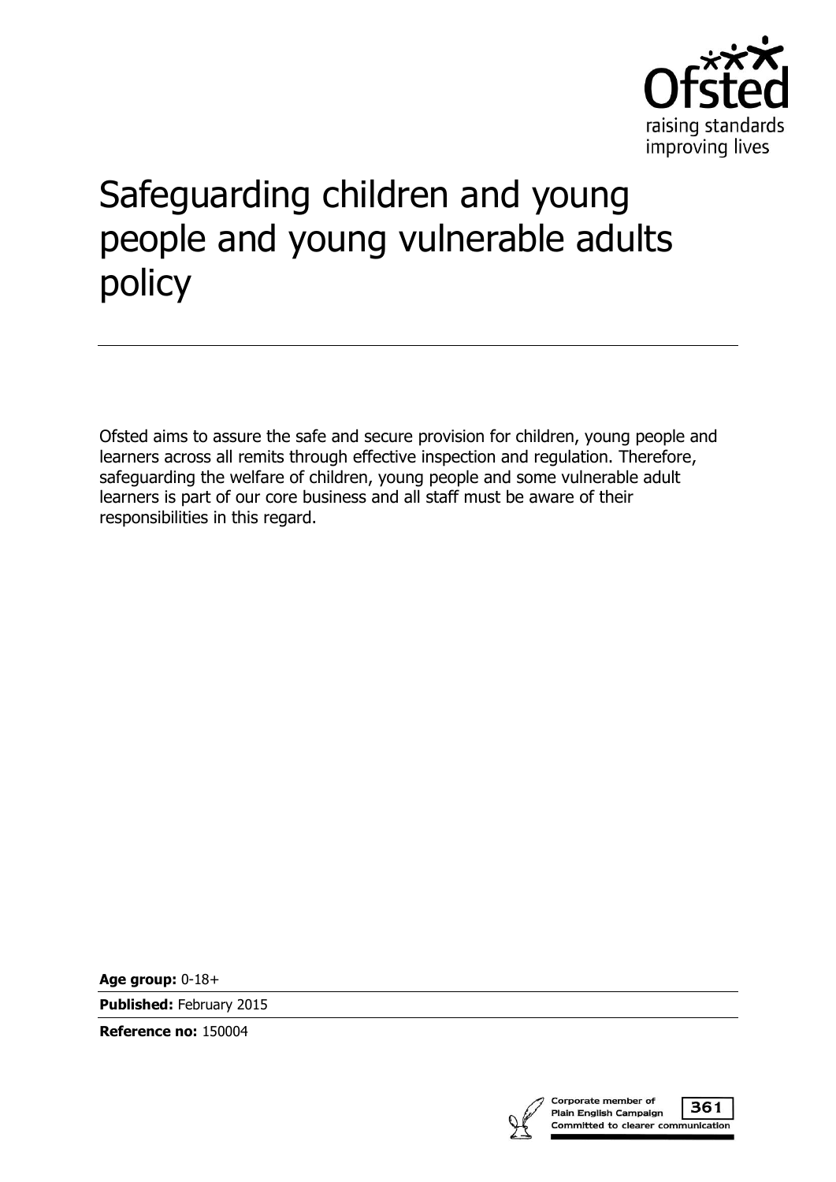# Safeguarding children and young people and young vulnerable adults policy

Ofsted aims to assure the safe and secure provision for children, young people and learners across all remits through effective inspection and regulation. Therefore, safeguarding the welfare of children, young people and some vulnerable adult learners is part of our core business and all staff must be aware of their responsibilities in this regard.

**Age group:** 0-18+

**Published:** February 2015

**Reference no:** 150004

Corporate member of Plain English Campaign 361 Committed to clearer communication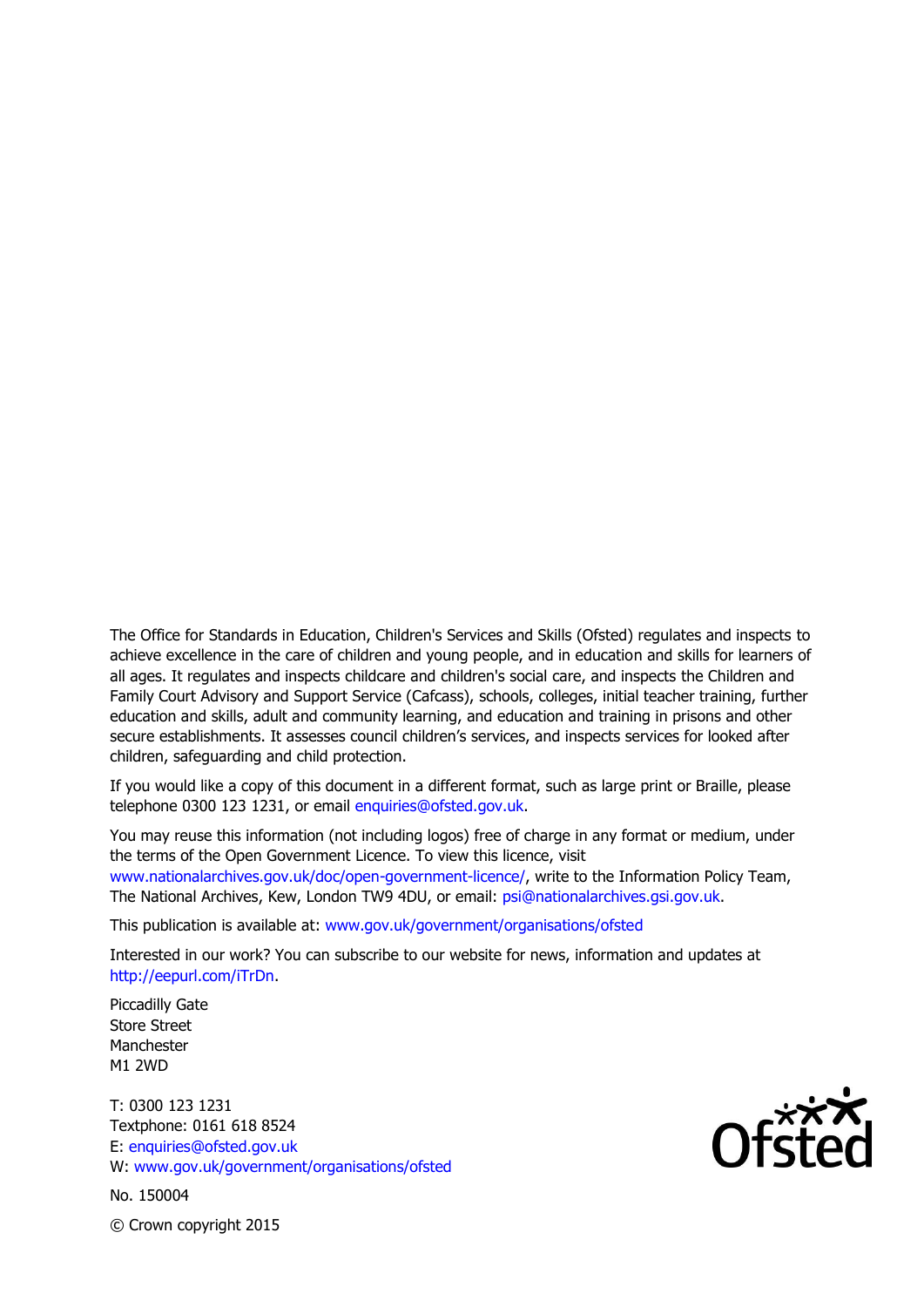The Office for Standards in Education, Children's Services and Skills (Ofsted) regulates and inspects to achieve excellence in the care of children and young people, and in education and skills for learners of all ages. It regulates and inspects childcare and children's social care, and inspects the Children and Family Court Advisory and Support Service (Cafcass), schools, colleges, initial teacher training, further education and skills, adult and community learning, and education and training in prisons and other secure establishments. It assesses council children's services, and inspects services for looked after children, safeguarding and child protection.

If you would like a copy of this document in a different format, such as large print or Braille, please telephone 0300 123 1231, or email enquiries@ofsted.gov.uk.

You may reuse this information (not including logos) free of charge in any format or medium, under the terms of the Open Government Licence. To view this licence, visit www.nationalarchives.gov.uk/doc/open-government-licence/, write to the Information Policy Team, The National Archives, Kew, London TW9 4DU, or email: psi@nationalarchives.gsi.gov.uk.

This publication is available at: www.gov.uk/government/organisations/ofsted

Interested in our work? You can subscribe to our website for news, information and updates at http://eepurl.com/iTrDn.

Piccadilly Gate
Store Street
Manchester
M1 2WD

T: 0300 123 1231
Textphone: 0161 618 8524
E: enquiries@ofsted.gov.uk
W: www.gov.uk/government/organisations/ofsted

No. 150004

© Crown copyright 2015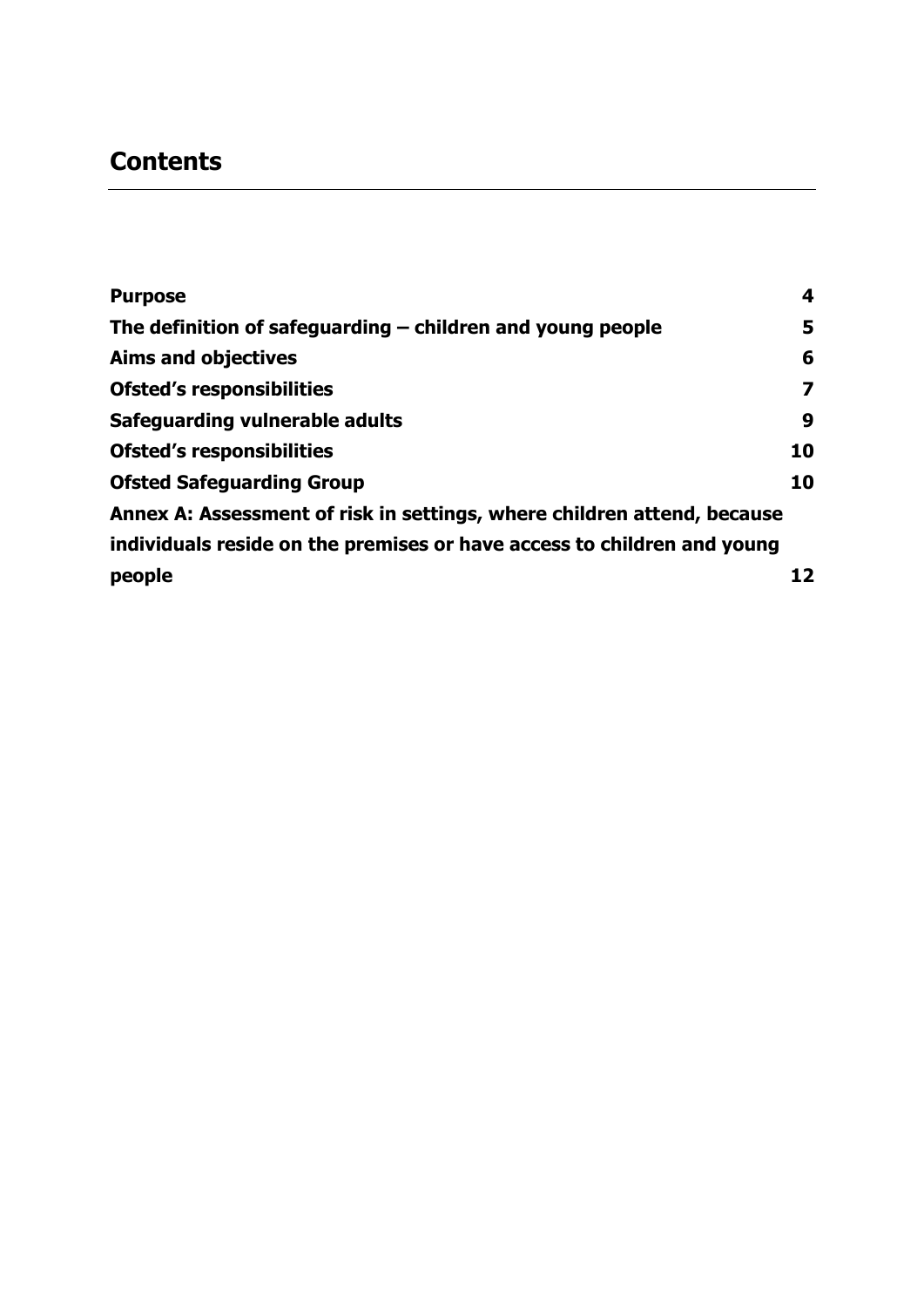## Contents

| | |
|---|---|
| **Purpose** | **4** |
| **The definition of safeguarding – children and young people** | **5** |
| **Aims and objectives** | **6** |
| **Ofsted's responsibilities** | **7** |
| **Safeguarding vulnerable adults** | **9** |
| **Ofsted's responsibilities** | **10** |
| **Ofsted Safeguarding Group** | **10** |
| **Annex A: Assessment of risk in settings, where children attend, because individuals reside on the premises or have access to children and young people** | **12** |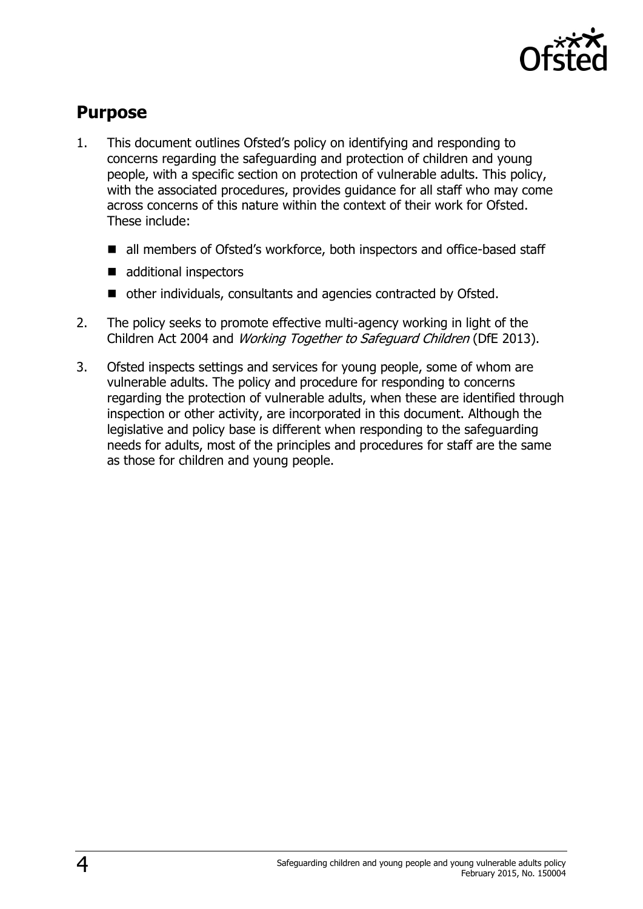## Purpose

1. This document outlines Ofsted's policy on identifying and responding to concerns regarding the safeguarding and protection of children and young people, with a specific section on protection of vulnerable adults. This policy, with the associated procedures, provides guidance for all staff who may come across concerns of this nature within the context of their work for Ofsted. These include:

   - all members of Ofsted's workforce, both inspectors and office-based staff
   - additional inspectors
   - other individuals, consultants and agencies contracted by Ofsted.

2. The policy seeks to promote effective multi-agency working in light of the Children Act 2004 and *Working Together to Safeguard Children* (DfE 2013).

3. Ofsted inspects settings and services for young people, some of whom are vulnerable adults. The policy and procedure for responding to concerns regarding the protection of vulnerable adults, when these are identified through inspection or other activity, are incorporated in this document. Although the legislative and policy base is different when responding to the safeguarding needs for adults, most of the principles and procedures for staff are the same as those for children and young people.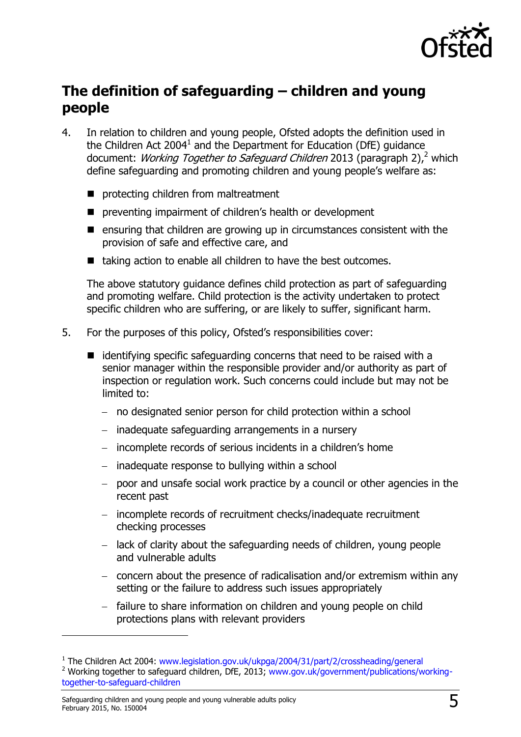## The definition of safeguarding – children and young people

4. In relation to children and young people, Ofsted adopts the definition used in the Children Act 2004[1] and the Department for Education (DfE) guidance document: *Working Together to Safeguard Children* 2013 (paragraph 2),[2] which define safeguarding and promoting children and young people's welfare as:

   - protecting children from maltreatment
   - preventing impairment of children's health or development
   - ensuring that children are growing up in circumstances consistent with the provision of safe and effective care, and
   - taking action to enable all children to have the best outcomes.

   The above statutory guidance defines child protection as part of safeguarding and promoting welfare. Child protection is the activity undertaken to protect specific children who are suffering, or are likely to suffer, significant harm.

5. For the purposes of this policy, Ofsted's responsibilities cover:

   - identifying specific safeguarding concerns that need to be raised with a senior manager within the responsible provider and/or authority as part of inspection or regulation work. Such concerns could include but may not be limited to:
     - no designated senior person for child protection within a school
     - inadequate safeguarding arrangements in a nursery
     - incomplete records of serious incidents in a children's home
     - inadequate response to bullying within a school
     - poor and unsafe social work practice by a council or other agencies in the recent past
     - incomplete records of recruitment checks/inadequate recruitment checking processes
     - lack of clarity about the safeguarding needs of children, young people and vulnerable adults
     - concern about the presence of radicalisation and/or extremism within any setting or the failure to address such issues appropriately
     - failure to share information on children and young people on child protections plans with relevant providers

---

[1] The Children Act 2004: www.legislation.gov.uk/ukpga/2004/31/part/2/crossheading/general

[2] Working together to safeguard children, DfE, 2013; www.gov.uk/government/publications/working-together-to-safeguard-children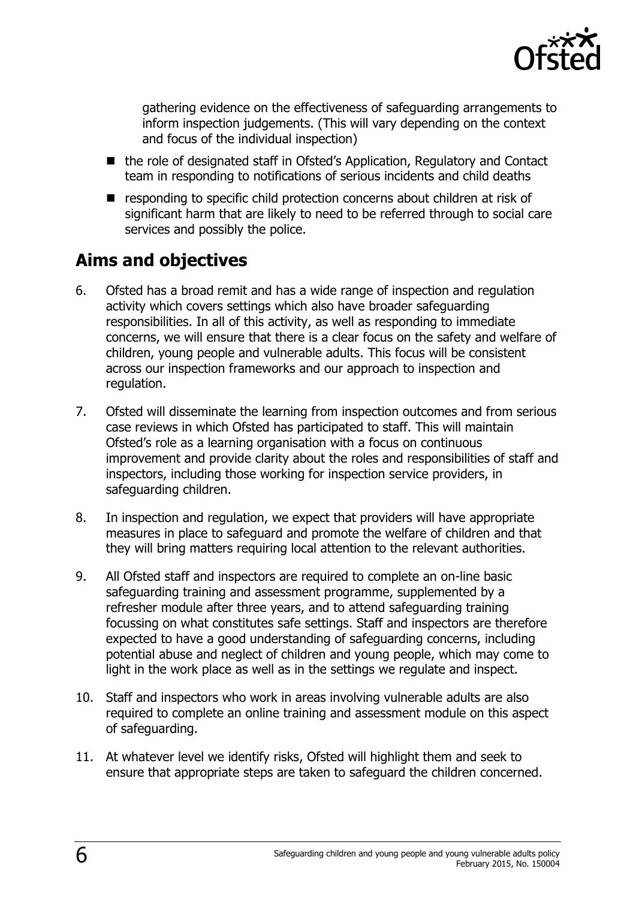gathering evidence on the effectiveness of safeguarding arrangements to inform inspection judgements. (This will vary depending on the context and focus of the individual inspection)

- the role of designated staff in Ofsted's Application, Regulatory and Contact team in responding to notifications of serious incidents and child deaths
- responding to specific child protection concerns about children at risk of significant harm that are likely to need to be referred through to social care services and possibly the police.

## Aims and objectives

6. Ofsted has a broad remit and has a wide range of inspection and regulation activity which covers settings which also have broader safeguarding responsibilities. In all of this activity, as well as responding to immediate concerns, we will ensure that there is a clear focus on the safety and welfare of children, young people and vulnerable adults. This focus will be consistent across our inspection frameworks and our approach to inspection and regulation.

7. Ofsted will disseminate the learning from inspection outcomes and from serious case reviews in which Ofsted has participated to staff. This will maintain Ofsted's role as a learning organisation with a focus on continuous improvement and provide clarity about the roles and responsibilities of staff and inspectors, including those working for inspection service providers, in safeguarding children.

8. In inspection and regulation, we expect that providers will have appropriate measures in place to safeguard and promote the welfare of children and that they will bring matters requiring local attention to the relevant authorities.

9. All Ofsted staff and inspectors are required to complete an on-line basic safeguarding training and assessment programme, supplemented by a refresher module after three years, and to attend safeguarding training focussing on what constitutes safe settings. Staff and inspectors are therefore expected to have a good understanding of safeguarding concerns, including potential abuse and neglect of children and young people, which may come to light in the work place as well as in the settings we regulate and inspect.

10. Staff and inspectors who work in areas involving vulnerable adults are also required to complete an online training and assessment module on this aspect of safeguarding.

11. At whatever level we identify risks, Ofsted will highlight them and seek to ensure that appropriate steps are taken to safeguard the children concerned.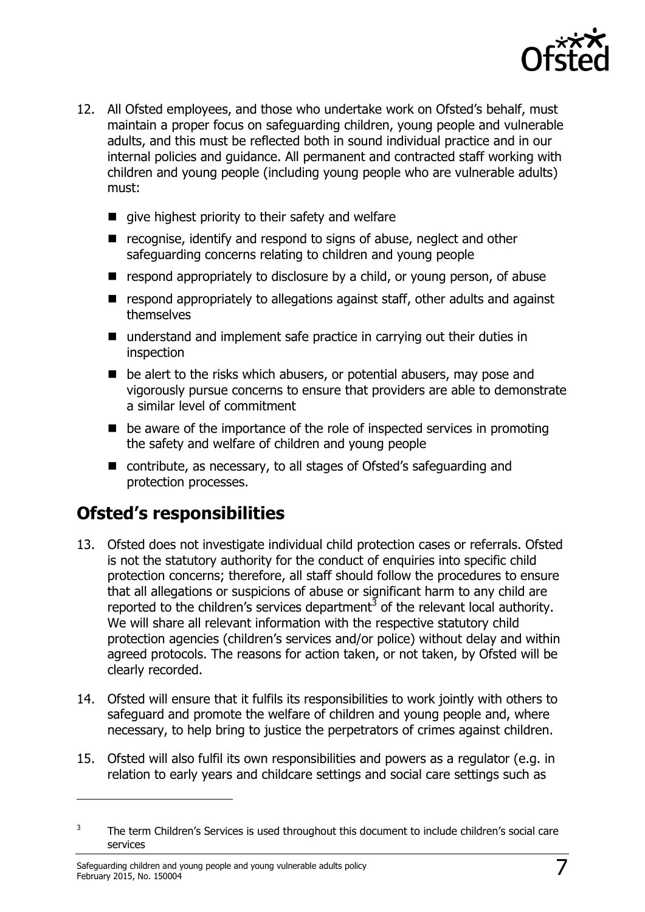12. All Ofsted employees, and those who undertake work on Ofsted's behalf, must maintain a proper focus on safeguarding children, young people and vulnerable adults, and this must be reflected both in sound individual practice and in our internal policies and guidance. All permanent and contracted staff working with children and young people (including young people who are vulnerable adults) must:

    - give highest priority to their safety and welfare
    - recognise, identify and respond to signs of abuse, neglect and other safeguarding concerns relating to children and young people
    - respond appropriately to disclosure by a child, or young person, of abuse
    - respond appropriately to allegations against staff, other adults and against themselves
    - understand and implement safe practice in carrying out their duties in inspection
    - be alert to the risks which abusers, or potential abusers, may pose and vigorously pursue concerns to ensure that providers are able to demonstrate a similar level of commitment
    - be aware of the importance of the role of inspected services in promoting the safety and welfare of children and young people
    - contribute, as necessary, to all stages of Ofsted's safeguarding and protection processes.

## Ofsted's responsibilities

13. Ofsted does not investigate individual child protection cases or referrals. Ofsted is not the statutory authority for the conduct of enquiries into specific child protection concerns; therefore, all staff should follow the procedures to ensure that all allegations or suspicions of abuse or significant harm to any child are reported to the children's services department[3] of the relevant local authority. We will share all relevant information with the respective statutory child protection agencies (children's services and/or police) without delay and within agreed protocols. The reasons for action taken, or not taken, by Ofsted will be clearly recorded.

14. Ofsted will ensure that it fulfils its responsibilities to work jointly with others to safeguard and promote the welfare of children and young people and, where necessary, to help bring to justice the perpetrators of crimes against children.

15. Ofsted will also fulfil its own responsibilities and powers as a regulator (e.g. in relation to early years and childcare settings and social care settings such as

---

[3] The term Children's Services is used throughout this document to include children's social care services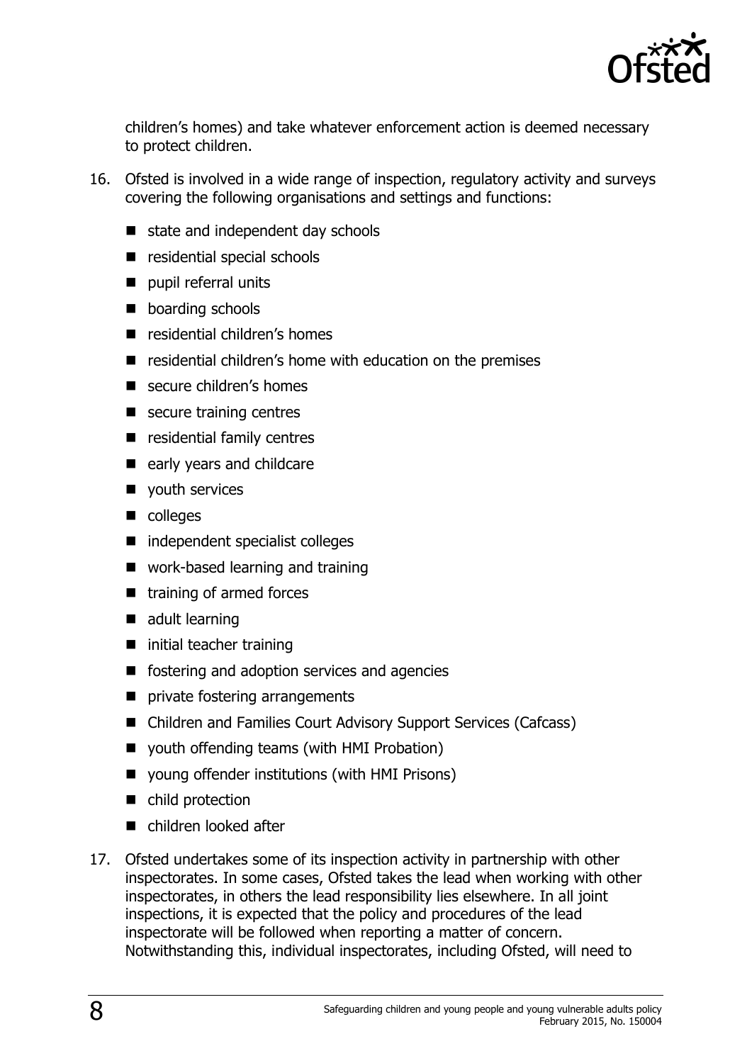children's homes) and take whatever enforcement action is deemed necessary to protect children.

16. Ofsted is involved in a wide range of inspection, regulatory activity and surveys covering the following organisations and settings and functions:

    - state and independent day schools
    - residential special schools
    - pupil referral units
    - boarding schools
    - residential children's homes
    - residential children's home with education on the premises
    - secure children's homes
    - secure training centres
    - residential family centres
    - early years and childcare
    - youth services
    - colleges
    - independent specialist colleges
    - work-based learning and training
    - training of armed forces
    - adult learning
    - initial teacher training
    - fostering and adoption services and agencies
    - private fostering arrangements
    - Children and Families Court Advisory Support Services (Cafcass)
    - youth offending teams (with HMI Probation)
    - young offender institutions (with HMI Prisons)
    - child protection
    - children looked after

17. Ofsted undertakes some of its inspection activity in partnership with other inspectorates. In some cases, Ofsted takes the lead when working with other inspectorates, in others the lead responsibility lies elsewhere. In all joint inspections, it is expected that the policy and procedures of the lead inspectorate will be followed when reporting a matter of concern. Notwithstanding this, individual inspectorates, including Ofsted, will need to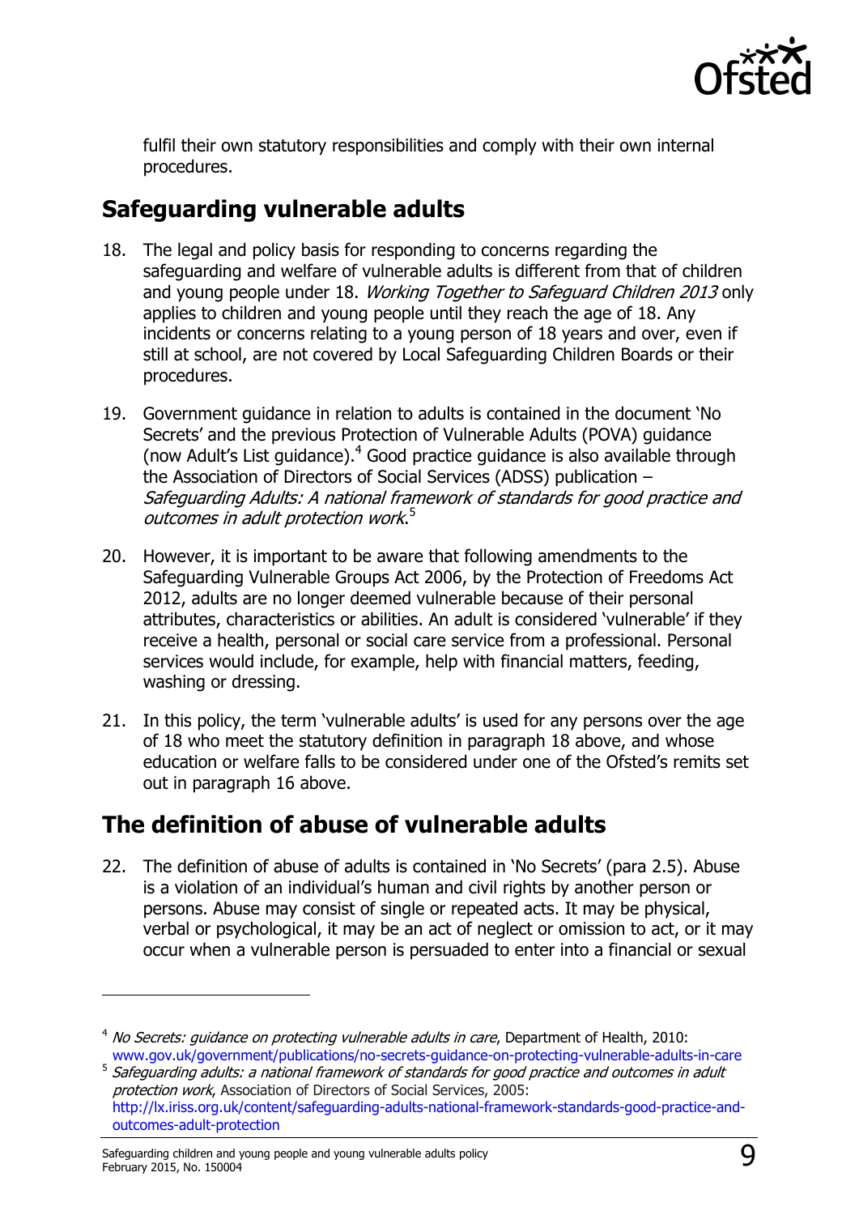fulfil their own statutory responsibilities and comply with their own internal procedures.

## Safeguarding vulnerable adults

18. The legal and policy basis for responding to concerns regarding the safeguarding and welfare of vulnerable adults is different from that of children and young people under 18. *Working Together to Safeguard Children 2013* only applies to children and young people until they reach the age of 18. Any incidents or concerns relating to a young person of 18 years and over, even if still at school, are not covered by Local Safeguarding Children Boards or their procedures.

19. Government guidance in relation to adults is contained in the document 'No Secrets' and the previous Protection of Vulnerable Adults (POVA) guidance (now Adult's List guidance).[4] Good practice guidance is also available through the Association of Directors of Social Services (ADSS) publication – *Safeguarding Adults: A national framework of standards for good practice and outcomes in adult protection work*.[5]

20. However, it is important to be aware that following amendments to the Safeguarding Vulnerable Groups Act 2006, by the Protection of Freedoms Act 2012, adults are no longer deemed vulnerable because of their personal attributes, characteristics or abilities. An adult is considered 'vulnerable' if they receive a health, personal or social care service from a professional. Personal services would include, for example, help with financial matters, feeding, washing or dressing.

21. In this policy, the term 'vulnerable adults' is used for any persons over the age of 18 who meet the statutory definition in paragraph 18 above, and whose education or welfare falls to be considered under one of the Ofsted's remits set out in paragraph 16 above.

## The definition of abuse of vulnerable adults

22. The definition of abuse of adults is contained in 'No Secrets' (para 2.5). Abuse is a violation of an individual's human and civil rights by another person or persons. Abuse may consist of single or repeated acts. It may be physical, verbal or psychological, it may be an act of neglect or omission to act, or it may occur when a vulnerable person is persuaded to enter into a financial or sexual

---

[4] *No Secrets: guidance on protecting vulnerable adults in care*, Department of Health, 2010: www.gov.uk/government/publications/no-secrets-guidance-on-protecting-vulnerable-adults-in-care

[5] *Safeguarding adults: a national framework of standards for good practice and outcomes in adult protection work*, Association of Directors of Social Services, 2005: http://lx.iriss.org.uk/content/safeguarding-adults-national-framework-standards-good-practice-and-outcomes-adult-protection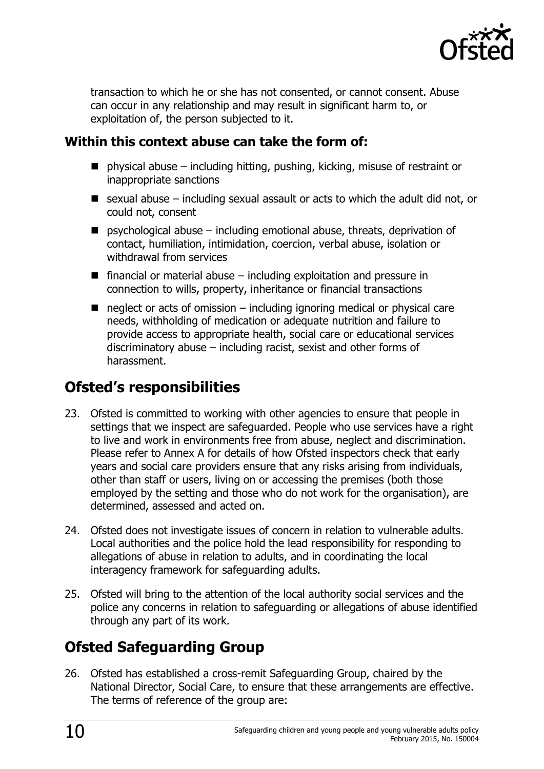transaction to which he or she has not consented, or cannot consent. Abuse can occur in any relationship and may result in significant harm to, or exploitation of, the person subjected to it.

### Within this context abuse can take the form of:

- physical abuse – including hitting, pushing, kicking, misuse of restraint or inappropriate sanctions
- sexual abuse – including sexual assault or acts to which the adult did not, or could not, consent
- psychological abuse – including emotional abuse, threats, deprivation of contact, humiliation, intimidation, coercion, verbal abuse, isolation or withdrawal from services
- financial or material abuse – including exploitation and pressure in connection to wills, property, inheritance or financial transactions
- neglect or acts of omission – including ignoring medical or physical care needs, withholding of medication or adequate nutrition and failure to provide access to appropriate health, social care or educational services discriminatory abuse – including racist, sexist and other forms of harassment.

## Ofsted's responsibilities

23. Ofsted is committed to working with other agencies to ensure that people in settings that we inspect are safeguarded. People who use services have a right to live and work in environments free from abuse, neglect and discrimination. Please refer to Annex A for details of how Ofsted inspectors check that early years and social care providers ensure that any risks arising from individuals, other than staff or users, living on or accessing the premises (both those employed by the setting and those who do not work for the organisation), are determined, assessed and acted on.

24. Ofsted does not investigate issues of concern in relation to vulnerable adults. Local authorities and the police hold the lead responsibility for responding to allegations of abuse in relation to adults, and in coordinating the local interagency framework for safeguarding adults.

25. Ofsted will bring to the attention of the local authority social services and the police any concerns in relation to safeguarding or allegations of abuse identified through any part of its work.

## Ofsted Safeguarding Group

26. Ofsted has established a cross-remit Safeguarding Group, chaired by the National Director, Social Care, to ensure that these arrangements are effective. The terms of reference of the group are: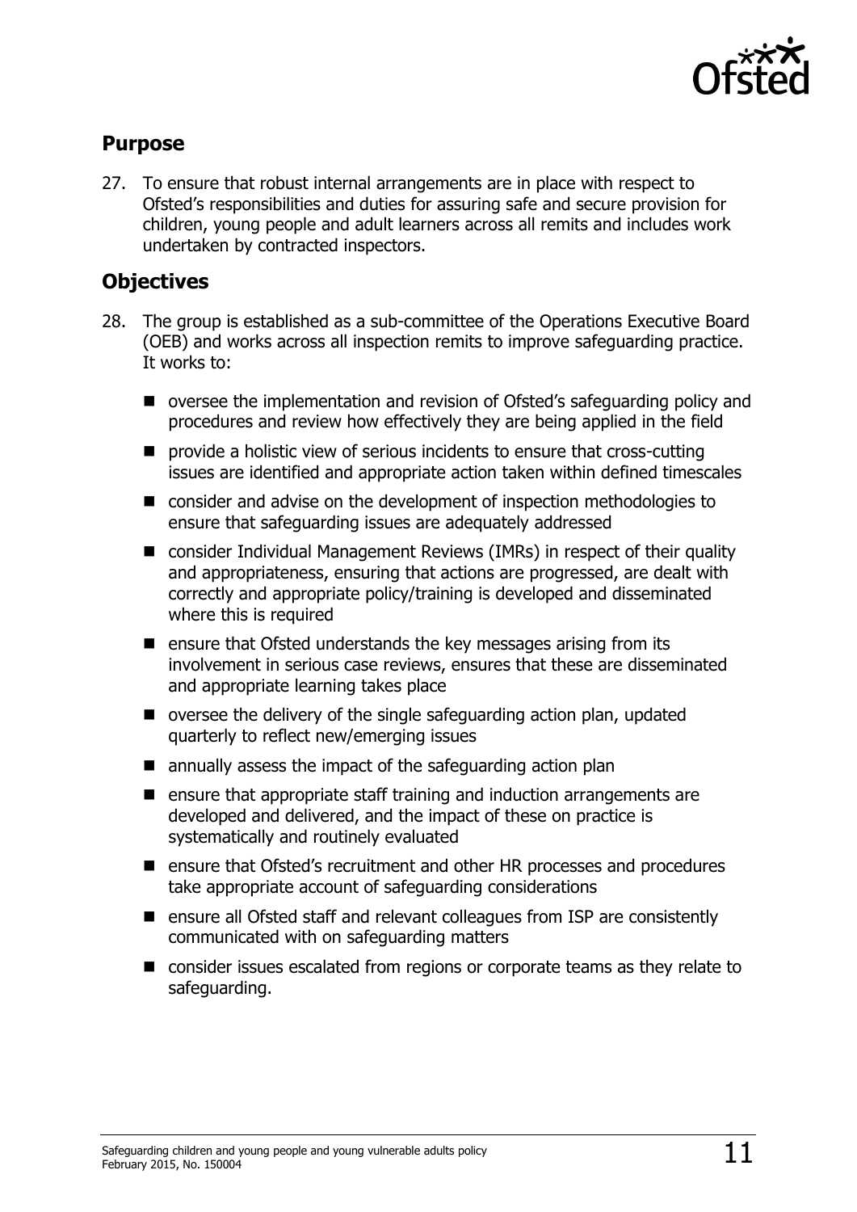## Purpose

27. To ensure that robust internal arrangements are in place with respect to Ofsted's responsibilities and duties for assuring safe and secure provision for children, young people and adult learners across all remits and includes work undertaken by contracted inspectors.

## Objectives

28. The group is established as a sub-committee of the Operations Executive Board (OEB) and works across all inspection remits to improve safeguarding practice. It works to:

- oversee the implementation and revision of Ofsted's safeguarding policy and procedures and review how effectively they are being applied in the field
- provide a holistic view of serious incidents to ensure that cross-cutting issues are identified and appropriate action taken within defined timescales
- consider and advise on the development of inspection methodologies to ensure that safeguarding issues are adequately addressed
- consider Individual Management Reviews (IMRs) in respect of their quality and appropriateness, ensuring that actions are progressed, are dealt with correctly and appropriate policy/training is developed and disseminated where this is required
- ensure that Ofsted understands the key messages arising from its involvement in serious case reviews, ensures that these are disseminated and appropriate learning takes place
- oversee the delivery of the single safeguarding action plan, updated quarterly to reflect new/emerging issues
- annually assess the impact of the safeguarding action plan
- ensure that appropriate staff training and induction arrangements are developed and delivered, and the impact of these on practice is systematically and routinely evaluated
- ensure that Ofsted's recruitment and other HR processes and procedures take appropriate account of safeguarding considerations
- ensure all Ofsted staff and relevant colleagues from ISP are consistently communicated with on safeguarding matters
- consider issues escalated from regions or corporate teams as they relate to safeguarding.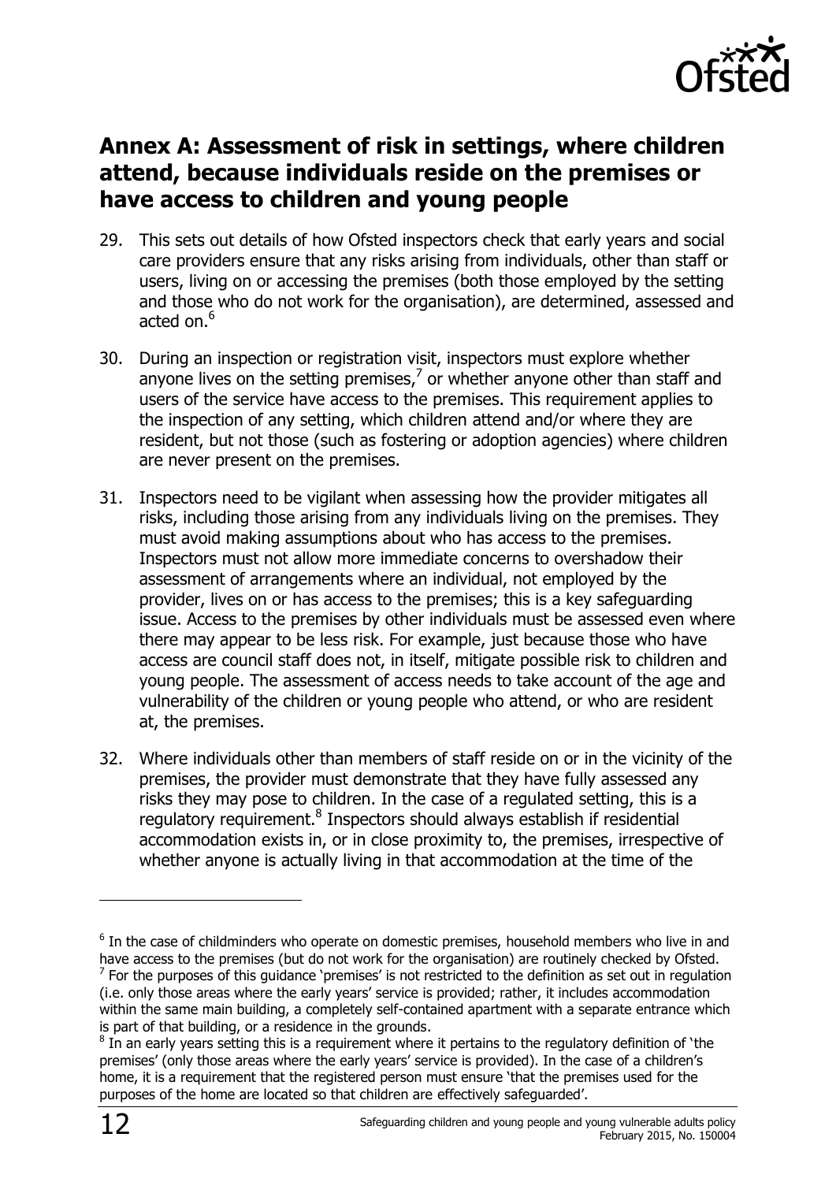## Annex A: Assessment of risk in settings, where children attend, because individuals reside on the premises or have access to children and young people

29. This sets out details of how Ofsted inspectors check that early years and social care providers ensure that any risks arising from individuals, other than staff or users, living on or accessing the premises (both those employed by the setting and those who do not work for the organisation), are determined, assessed and acted on.[6]

30. During an inspection or registration visit, inspectors must explore whether anyone lives on the setting premises,[7] or whether anyone other than staff and users of the service have access to the premises. This requirement applies to the inspection of any setting, which children attend and/or where they are resident, but not those (such as fostering or adoption agencies) where children are never present on the premises.

31. Inspectors need to be vigilant when assessing how the provider mitigates all risks, including those arising from any individuals living on the premises. They must avoid making assumptions about who has access to the premises. Inspectors must not allow more immediate concerns to overshadow their assessment of arrangements where an individual, not employed by the provider, lives on or has access to the premises; this is a key safeguarding issue. Access to the premises by other individuals must be assessed even where there may appear to be less risk. For example, just because those who have access are council staff does not, in itself, mitigate possible risk to children and young people. The assessment of access needs to take account of the age and vulnerability of the children or young people who attend, or who are resident at, the premises.

32. Where individuals other than members of staff reside on or in the vicinity of the premises, the provider must demonstrate that they have fully assessed any risks they may pose to children. In the case of a regulated setting, this is a regulatory requirement.[8] Inspectors should always establish if residential accommodation exists in, or in close proximity to, the premises, irrespective of whether anyone is actually living in that accommodation at the time of the

---

[6] In the case of childminders who operate on domestic premises, household members who live in and have access to the premises (but do not work for the organisation) are routinely checked by Ofsted.

[7] For the purposes of this guidance 'premises' is not restricted to the definition as set out in regulation (i.e. only those areas where the early years' service is provided; rather, it includes accommodation within the same main building, a completely self-contained apartment with a separate entrance which is part of that building, or a residence in the grounds.

[8] In an early years setting this is a requirement where it pertains to the regulatory definition of 'the premises' (only those areas where the early years' service is provided). In the case of a children's home, it is a requirement that the registered person must ensure 'that the premises used for the purposes of the home are located so that children are effectively safeguarded'.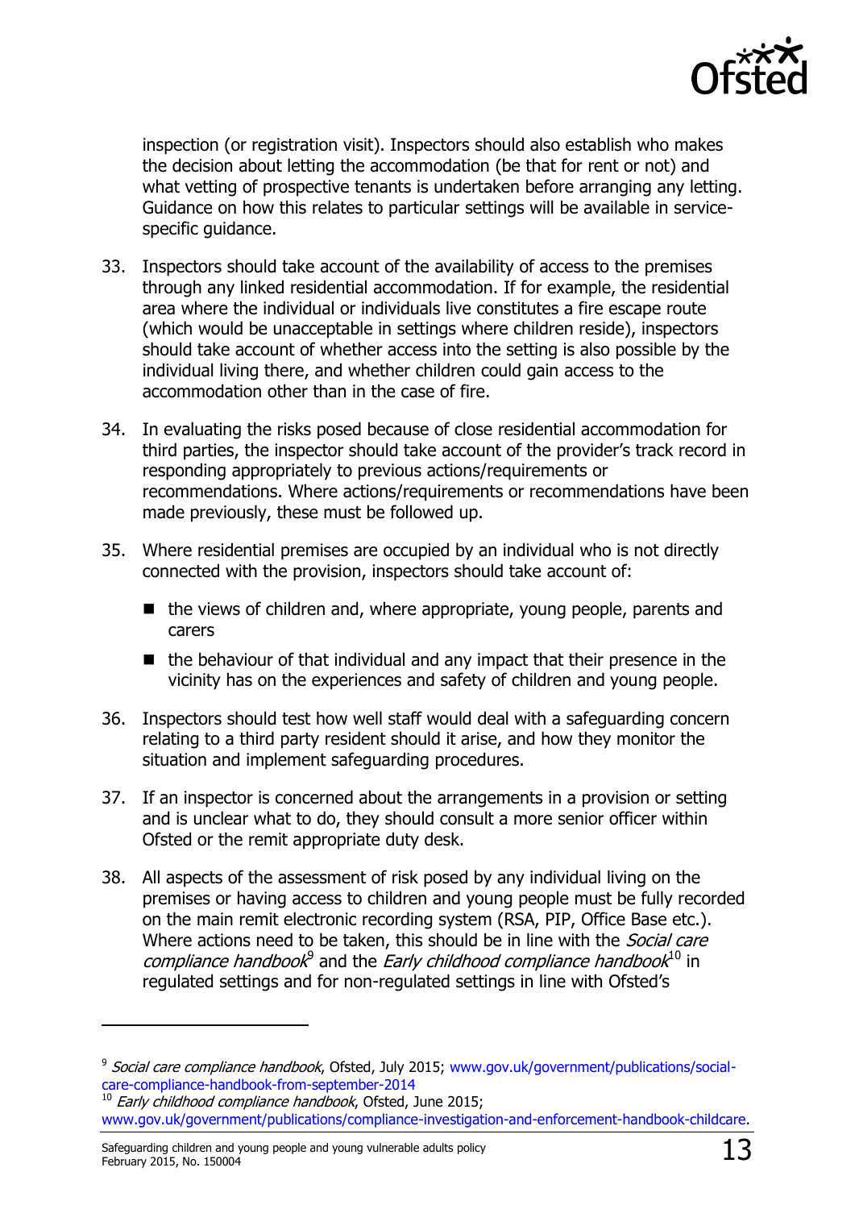inspection (or registration visit). Inspectors should also establish who makes the decision about letting the accommodation (be that for rent or not) and what vetting of prospective tenants is undertaken before arranging any letting. Guidance on how this relates to particular settings will be available in service-specific guidance.

33. Inspectors should take account of the availability of access to the premises through any linked residential accommodation. If for example, the residential area where the individual or individuals live constitutes a fire escape route (which would be unacceptable in settings where children reside), inspectors should take account of whether access into the setting is also possible by the individual living there, and whether children could gain access to the accommodation other than in the case of fire.

34. In evaluating the risks posed because of close residential accommodation for third parties, the inspector should take account of the provider's track record in responding appropriately to previous actions/requirements or recommendations. Where actions/requirements or recommendations have been made previously, these must be followed up.

35. Where residential premises are occupied by an individual who is not directly connected with the provision, inspectors should take account of:

    - the views of children and, where appropriate, young people, parents and carers
    - the behaviour of that individual and any impact that their presence in the vicinity has on the experiences and safety of children and young people.

36. Inspectors should test how well staff would deal with a safeguarding concern relating to a third party resident should it arise, and how they monitor the situation and implement safeguarding procedures.

37. If an inspector is concerned about the arrangements in a provision or setting and is unclear what to do, they should consult a more senior officer within Ofsted or the remit appropriate duty desk.

38. All aspects of the assessment of risk posed by any individual living on the premises or having access to children and young people must be fully recorded on the main remit electronic recording system (RSA, PIP, Office Base etc.). Where actions need to be taken, this should be in line with the *Social care compliance handbook*[9] and the *Early childhood compliance handbook*[10] in regulated settings and for non-regulated settings in line with Ofsted's

---

[9] *Social care compliance handbook*, Ofsted, July 2015; www.gov.uk/government/publications/social-care-compliance-handbook-from-september-2014

[10] *Early childhood compliance handbook*, Ofsted, June 2015; www.gov.uk/government/publications/compliance-investigation-and-enforcement-handbook-childcare.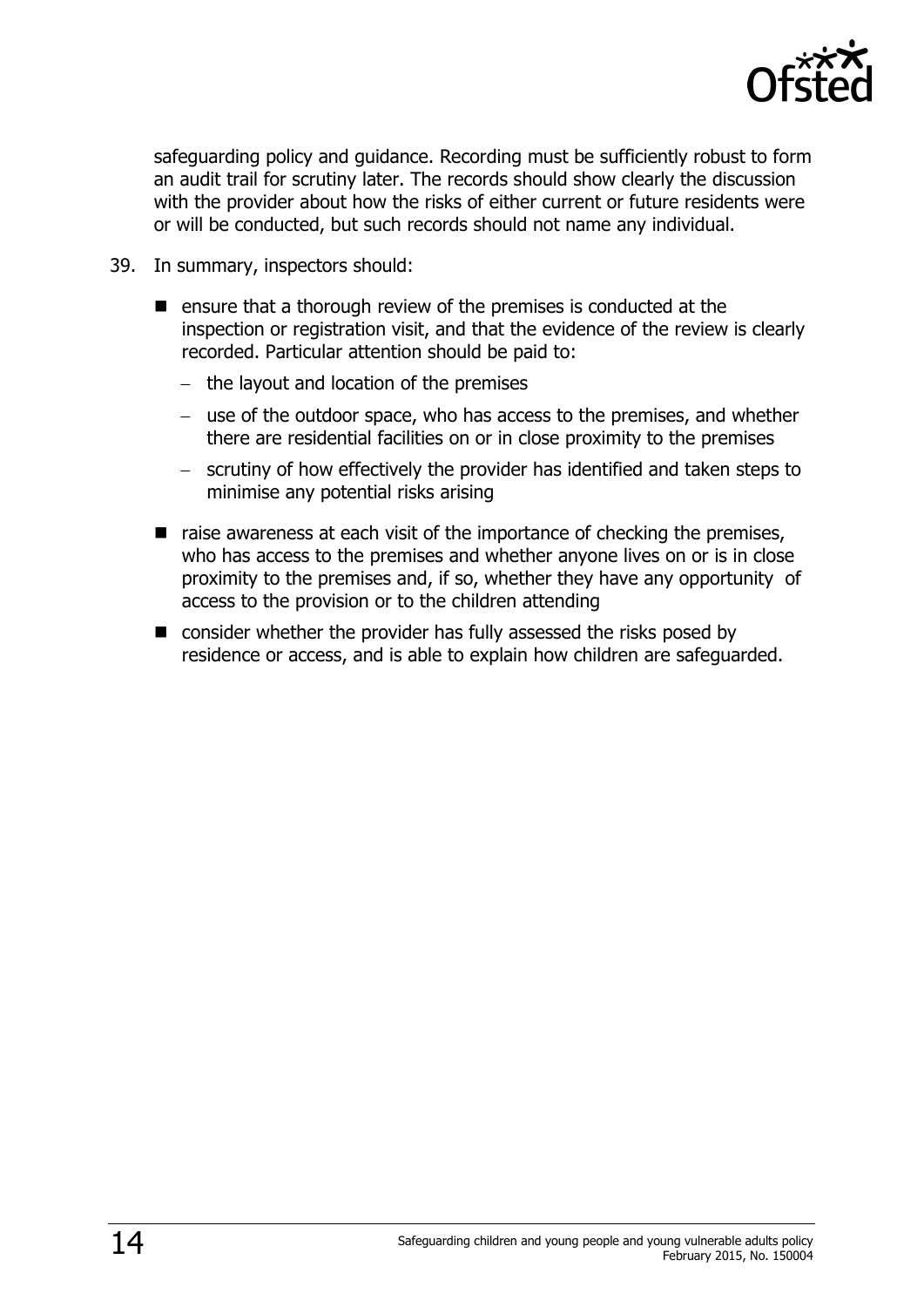safeguarding policy and guidance. Recording must be sufficiently robust to form an audit trail for scrutiny later. The records should show clearly the discussion with the provider about how the risks of either current or future residents were or will be conducted, but such records should not name any individual.

39. In summary, inspectors should:

    - ensure that a thorough review of the premises is conducted at the inspection or registration visit, and that the evidence of the review is clearly recorded. Particular attention should be paid to:
      - the layout and location of the premises
      - use of the outdoor space, who has access to the premises, and whether there are residential facilities on or in close proximity to the premises
      - scrutiny of how effectively the provider has identified and taken steps to minimise any potential risks arising
    - raise awareness at each visit of the importance of checking the premises, who has access to the premises and whether anyone lives on or is in close proximity to the premises and, if so, whether they have any opportunity of access to the provision or to the children attending
    - consider whether the provider has fully assessed the risks posed by residence or access, and is able to explain how children are safeguarded.